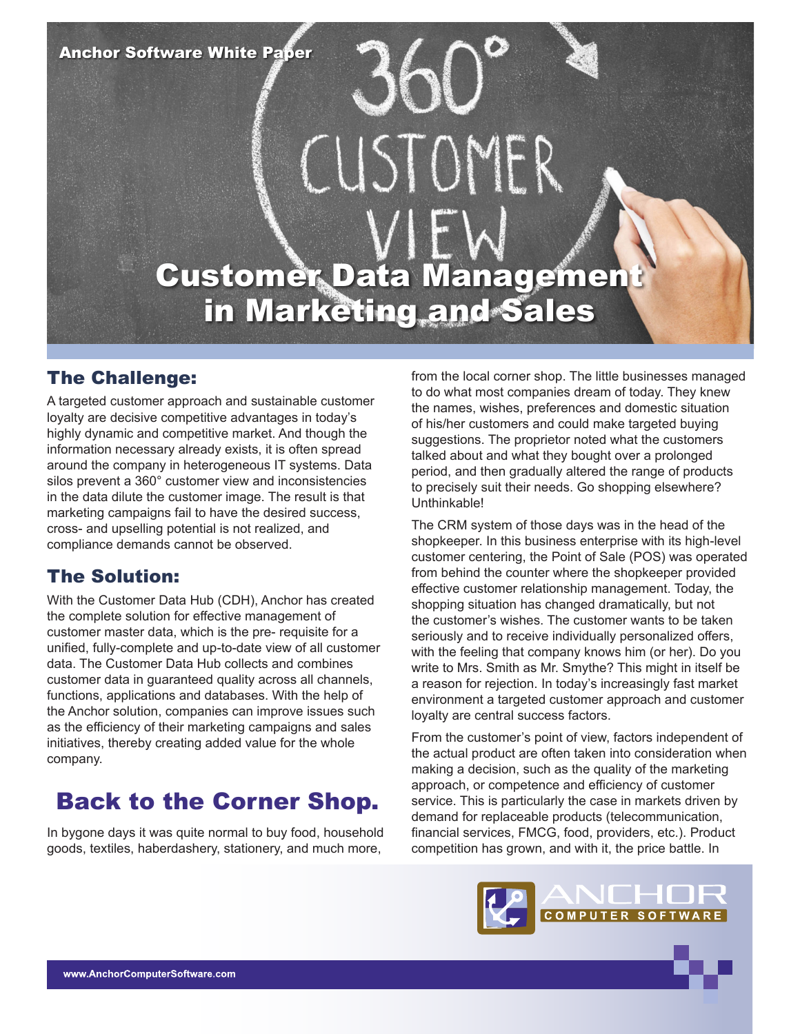Anchor Software White Paper

# Customer Data Management in Marketing and Sales

## The Challenge:

A targeted customer approach and sustainable customer loyalty are decisive competitive advantages in today's highly dynamic and competitive market. And though the information necessary already exists, it is often spread around the company in heterogeneous IT systems. Data silos prevent a 360° customer view and inconsistencies in the data dilute the customer image. The result is that marketing campaigns fail to have the desired success, cross- and upselling potential is not realized, and compliance demands cannot be observed.

## The Solution:

With the Customer Data Hub (CDH), Anchor has created the complete solution for effective management of customer master data, which is the pre- requisite for a unified, fully-complete and up-to-date view of all customer data. The Customer Data Hub collects and combines customer data in guaranteed quality across all channels, functions, applications and databases. With the help of the Anchor solution, companies can improve issues such as the efficiency of their marketing campaigns and sales initiatives, thereby creating added value for the whole company.

## Back to the Corner Shop.

In bygone days it was quite normal to buy food, household goods, textiles, haberdashery, stationery, and much more, from the local corner shop. The little businesses managed to do what most companies dream of today. They knew the names, wishes, preferences and domestic situation of his/her customers and could make targeted buying suggestions. The proprietor noted what the customers talked about and what they bought over a prolonged period, and then gradually altered the range of products to precisely suit their needs. Go shopping elsewhere? Unthinkable!

The CRM system of those days was in the head of the shopkeeper. In this business enterprise with its high-level customer centering, the Point of Sale (POS) was operated from behind the counter where the shopkeeper provided effective customer relationship management. Today, the shopping situation has changed dramatically, but not the customer's wishes. The customer wants to be taken seriously and to receive individually personalized offers, with the feeling that company knows him (or her). Do you write to Mrs. Smith as Mr. Smythe? This might in itself be a reason for rejection. In today's increasingly fast market environment a targeted customer approach and customer loyalty are central success factors.

From the customer's point of view, factors independent of the actual product are often taken into consideration when making a decision, such as the quality of the marketing approach, or competence and efficiency of customer service. This is particularly the case in markets driven by demand for replaceable products (telecommunication, financial services, FMCG, food, providers, etc.). Product competition has grown, and with it, the price battle. In

ANCHOR COMPUTER SOFTWARE

www.AnchorComputerSoftware.com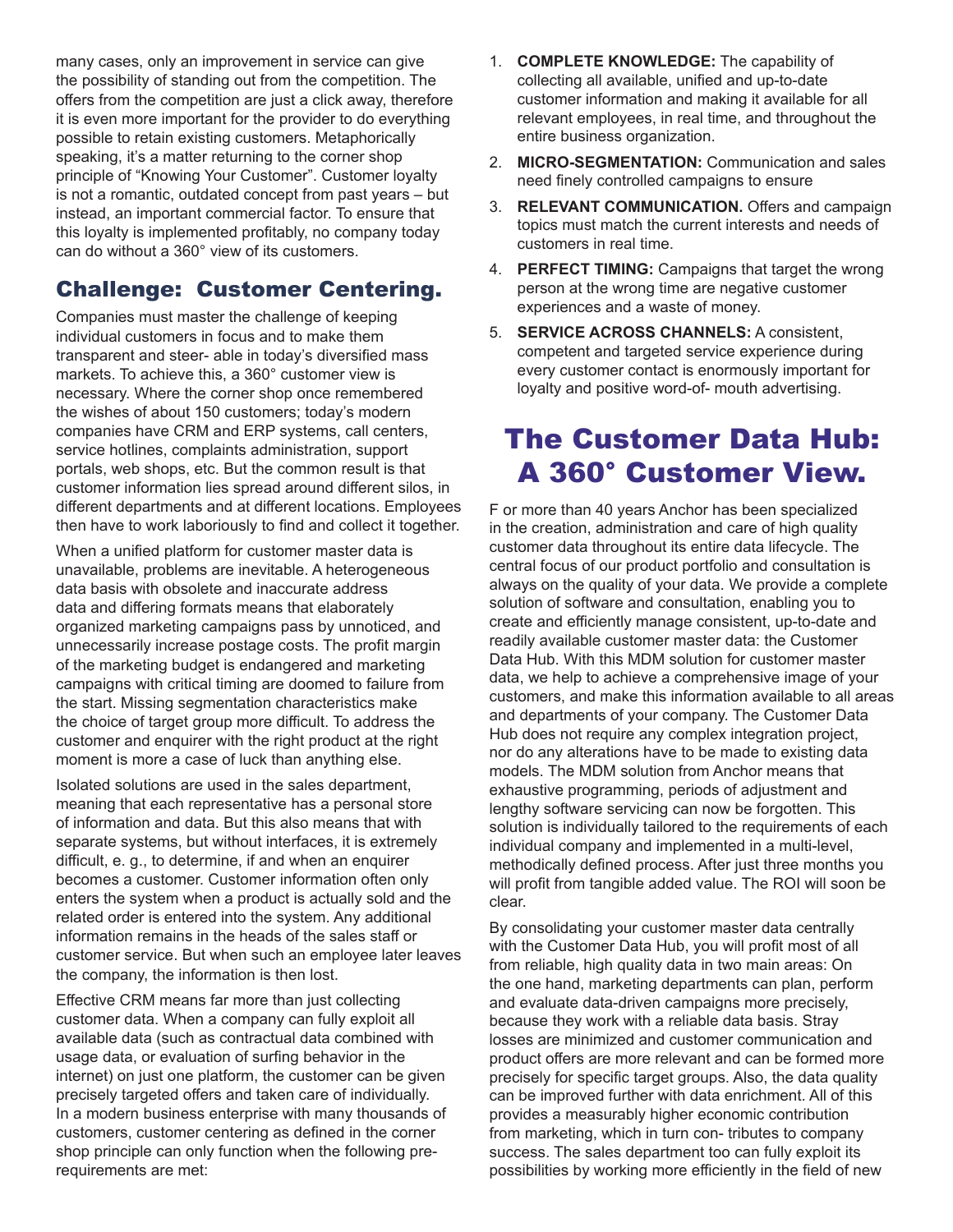many cases, only an improvement in service can give the possibility of standing out from the competition. The offers from the competition are just a click away, therefore it is even more important for the provider to do everything possible to retain existing customers. Metaphorically speaking, it's a matter returning to the corner shop principle of "Knowing Your Customer". Customer loyalty is not a romantic, outdated concept from past years – but instead, an important commercial factor. To ensure that this loyalty is implemented profitably, no company today can do without a 360° view of its customers.

## Challenge: Customer Centering.

Companies must master the challenge of keeping individual customers in focus and to make them transparent and steer- able in today's diversified mass markets. To achieve this, a 360° customer view is necessary. Where the corner shop once remembered the wishes of about 150 customers; today's modern companies have CRM and ERP systems, call centers, service hotlines, complaints administration, support portals, web shops, etc. But the common result is that customer information lies spread around different silos, in different departments and at different locations. Employees then have to work laboriously to find and collect it together.

When a unified platform for customer master data is unavailable, problems are inevitable. A heterogeneous data basis with obsolete and inaccurate address data and differing formats means that elaborately organized marketing campaigns pass by unnoticed, and unnecessarily increase postage costs. The profit margin of the marketing budget is endangered and marketing campaigns with critical timing are doomed to failure from the start. Missing segmentation characteristics make the choice of target group more difficult. To address the customer and enquirer with the right product at the right moment is more a case of luck than anything else.

Isolated solutions are used in the sales department, meaning that each representative has a personal store of information and data. But this also means that with separate systems, but without interfaces, it is extremely difficult, e. g., to determine, if and when an enquirer becomes a customer. Customer information often only enters the system when a product is actually sold and the related order is entered into the system. Any additional information remains in the heads of the sales staff or customer service. But when such an employee later leaves the company, the information is then lost.

Effective CRM means far more than just collecting customer data. When a company can fully exploit all available data (such as contractual data combined with usage data, or evaluation of surfing behavior in the internet) on just one platform, the customer can be given precisely targeted offers and taken care of individually. In a modern business enterprise with many thousands of customers, customer centering as defined in the corner shop principle can only function when the following pre-requirements are met:

1. **COMPLETE KNOWLEDGE:** The capability of collecting all available, unified and up-to-date customer information and making it available for all relevant employees, in real time, and throughout the entire business organization.
2. **MICRO-SEGMENTATION:** Communication and sales need finely controlled campaigns to ensure
3. **RELEVANT COMMUNICATION.** Offers and campaign topics must match the current interests and needs of customers in real time.
4. **PERFECT TIMING:** Campaigns that target the wrong person at the wrong time are negative customer experiences and a waste of money.
5. **SERVICE ACROSS CHANNELS:** A consistent, competent and targeted service experience during every customer contact is enormously important for loyalty and positive word-of- mouth advertising.

# The Customer Data Hub: A 360° Customer View.

F or more than 40 years Anchor has been specialized in the creation, administration and care of high quality customer data throughout its entire data lifecycle. The central focus of our product portfolio and consultation is always on the quality of your data. We provide a complete solution of software and consultation, enabling you to create and efficiently manage consistent, up-to-date and readily available customer master data: the Customer Data Hub. With this MDM solution for customer master data, we help to achieve a comprehensive image of your customers, and make this information available to all areas and departments of your company. The Customer Data Hub does not require any complex integration project, nor do any alterations have to be made to existing data models. The MDM solution from Anchor means that exhaustive programming, periods of adjustment and lengthy software servicing can now be forgotten. This solution is individually tailored to the requirements of each individual company and implemented in a multi-level, methodically defined process. After just three months you will profit from tangible added value. The ROI will soon be clear.

By consolidating your customer master data centrally with the Customer Data Hub, you will profit most of all from reliable, high quality data in two main areas: On the one hand, marketing departments can plan, perform and evaluate data-driven campaigns more precisely, because they work with a reliable data basis. Stray losses are minimized and customer communication and product offers are more relevant and can be formed more precisely for specific target groups. Also, the data quality can be improved further with data enrichment. All of this provides a measurably higher economic contribution from marketing, which in turn con- tributes to company success. The sales department too can fully exploit its possibilities by working more efficiently in the field of new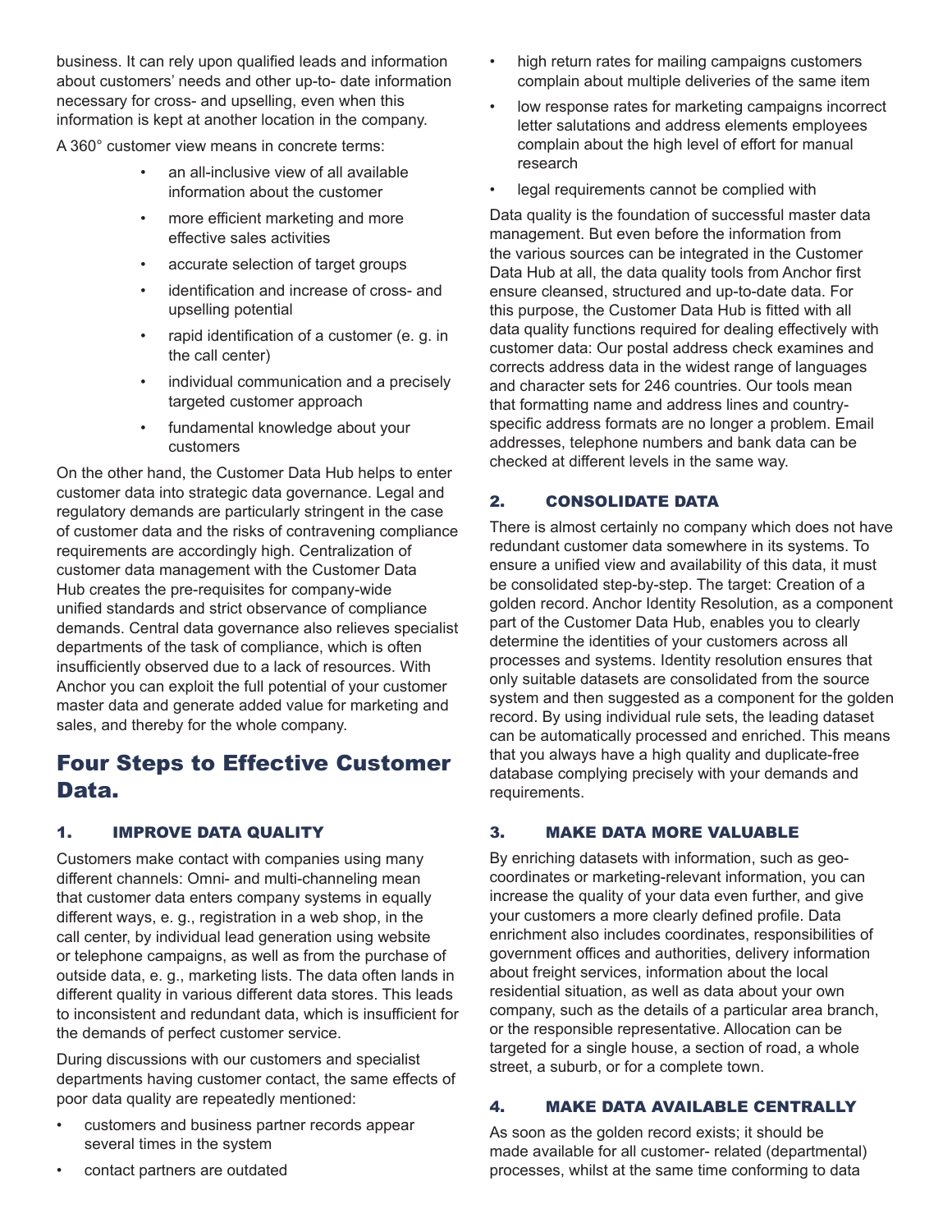business. It can rely upon qualified leads and information about customers' needs and other up-to- date information necessary for cross- and upselling, even when this information is kept at another location in the company.

A 360° customer view means in concrete terms:

- an all-inclusive view of all available information about the customer
- more efficient marketing and more effective sales activities
- accurate selection of target groups
- identification and increase of cross- and upselling potential
- rapid identification of a customer (e. g. in the call center)
- individual communication and a precisely targeted customer approach
- fundamental knowledge about your customers

On the other hand, the Customer Data Hub helps to enter customer data into strategic data governance. Legal and regulatory demands are particularly stringent in the case of customer data and the risks of contravening compliance requirements are accordingly high. Centralization of customer data management with the Customer Data Hub creates the pre-requisites for company-wide unified standards and strict observance of compliance demands. Central data governance also relieves specialist departments of the task of compliance, which is often insufficiently observed due to a lack of resources. With Anchor you can exploit the full potential of your customer master data and generate added value for marketing and sales, and thereby for the whole company.

## Four Steps to Effective Customer Data.

### 1. IMPROVE DATA QUALITY

Customers make contact with companies using many different channels: Omni- and multi-channeling mean that customer data enters company systems in equally different ways, e. g., registration in a web shop, in the call center, by individual lead generation using website or telephone campaigns, as well as from the purchase of outside data, e. g., marketing lists. The data often lands in different quality in various different data stores. This leads to inconsistent and redundant data, which is insufficient for the demands of perfect customer service.

During discussions with our customers and specialist departments having customer contact, the same effects of poor data quality are repeatedly mentioned:

- customers and business partner records appear several times in the system
- contact partners are outdated
- high return rates for mailing campaigns customers complain about multiple deliveries of the same item
- low response rates for marketing campaigns incorrect letter salutations and address elements employees complain about the high level of effort for manual research
- legal requirements cannot be complied with

Data quality is the foundation of successful master data management. But even before the information from the various sources can be integrated in the Customer Data Hub at all, the data quality tools from Anchor first ensure cleansed, structured and up-to-date data. For this purpose, the Customer Data Hub is fitted with all data quality functions required for dealing effectively with customer data: Our postal address check examines and corrects address data in the widest range of languages and character sets for 246 countries. Our tools mean that formatting name and address lines and country-specific address formats are no longer a problem. Email addresses, telephone numbers and bank data can be checked at different levels in the same way.

### 2. CONSOLIDATE DATA

There is almost certainly no company which does not have redundant customer data somewhere in its systems. To ensure a unified view and availability of this data, it must be consolidated step-by-step. The target: Creation of a golden record. Anchor Identity Resolution, as a component part of the Customer Data Hub, enables you to clearly determine the identities of your customers across all processes and systems. Identity resolution ensures that only suitable datasets are consolidated from the source system and then suggested as a component for the golden record. By using individual rule sets, the leading dataset can be automatically processed and enriched. This means that you always have a high quality and duplicate-free database complying precisely with your demands and requirements.

### 3. MAKE DATA MORE VALUABLE

By enriching datasets with information, such as geo-coordinates or marketing-relevant information, you can increase the quality of your data even further, and give your customers a more clearly defined profile. Data enrichment also includes coordinates, responsibilities of government offices and authorities, delivery information about freight services, information about the local residential situation, as well as data about your own company, such as the details of a particular area branch, or the responsible representative. Allocation can be targeted for a single house, a section of road, a whole street, a suburb, or for a complete town.

### 4. MAKE DATA AVAILABLE CENTRALLY

As soon as the golden record exists; it should be made available for all customer- related (departmental) processes, whilst at the same time conforming to data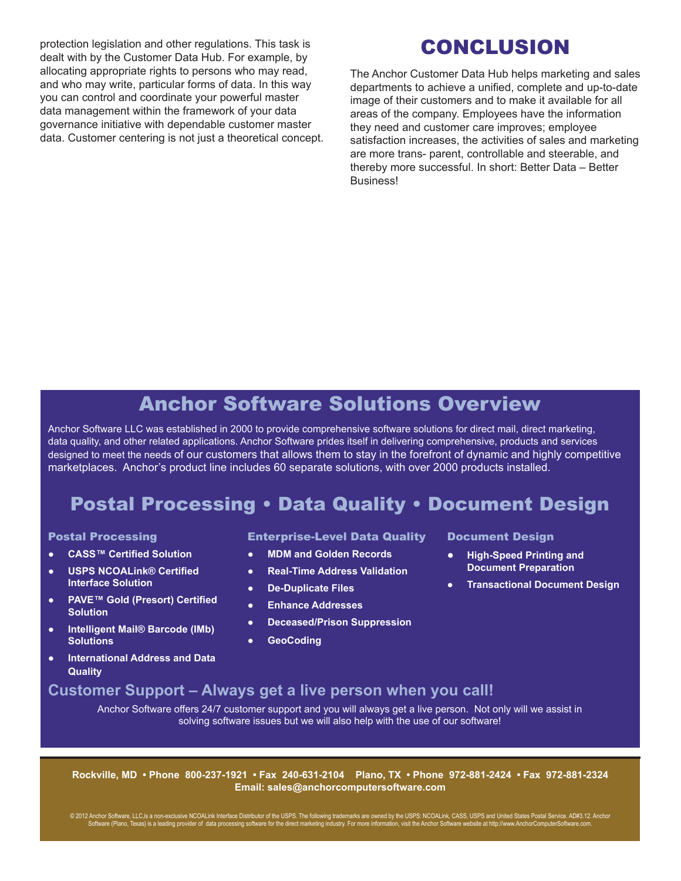protection legislation and other regulations. This task is dealt with by the Customer Data Hub. For example, by allocating appropriate rights to persons who may read, and who may write, particular forms of data. In this way you can control and coordinate your powerful master data management within the framework of your data governance initiative with dependable customer master data. Customer centering is not just a theoretical concept.

# CONCLUSION

The Anchor Customer Data Hub helps marketing and sales departments to achieve a unified, complete and up-to-date image of their customers and to make it available for all areas of the company. Employees have the information they need and customer care improves; employee satisfaction increases, the activities of sales and marketing are more trans- parent, controllable and steerable, and thereby more successful. In short: Better Data – Better Business!

## Anchor Software Solutions Overview

Anchor Software LLC was established in 2000 to provide comprehensive software solutions for direct mail, direct marketing, data quality, and other related applications. Anchor Software prides itself in delivering comprehensive, products and services designed to meet the needs of our customers that allows them to stay in the forefront of dynamic and highly competitive marketplaces. Anchor's product line includes 60 separate solutions, with over 2000 products installed.

## Postal Processing • Data Quality • Document Design

### Postal Processing

- **CASS™ Certified Solution**
- **USPS NCOALink® Certified Interface Solution**
- **PAVE™ Gold (Presort) Certified Solution**
- **Intelligent Mail® Barcode (IMb) Solutions**
- **International Address and Data Quality**

### Enterprise-Level Data Quality

- **MDM and Golden Records**
- **Real-Time Address Validation**
- **De-Duplicate Files**
- **Enhance Addresses**
- **Deceased/Prison Suppression**
- **GeoCoding**

### Document Design

- **High-Speed Printing and Document Preparation**
- **Transactional Document Design**

### Customer Support – Always get a live person when you call!

Anchor Software offers 24/7 customer support and you will always get a live person. Not only will we assist in solving software issues but we will also help with the use of our software!

**Rockville, MD • Phone 800-237-1921 • Fax 240-631-2104 Plano, TX • Phone 972-881-2424 • Fax 972-881-2324**
**Email: sales@anchorcomputersoftware.com**

© 2012 Anchor Software, LLC,is a non-exclusive NCOALink Interface Distributor of the USPS. The following trademarks are owned by the USPS: NCOALink, CASS, USPS and United States Postal Service. AD#3.12. Anchor Software (Plano, Texas) is a leading provider of data processing software for the direct marketing industry. For more information, visit the Anchor Software website at http://www.AnchorComputerSoftware.com.